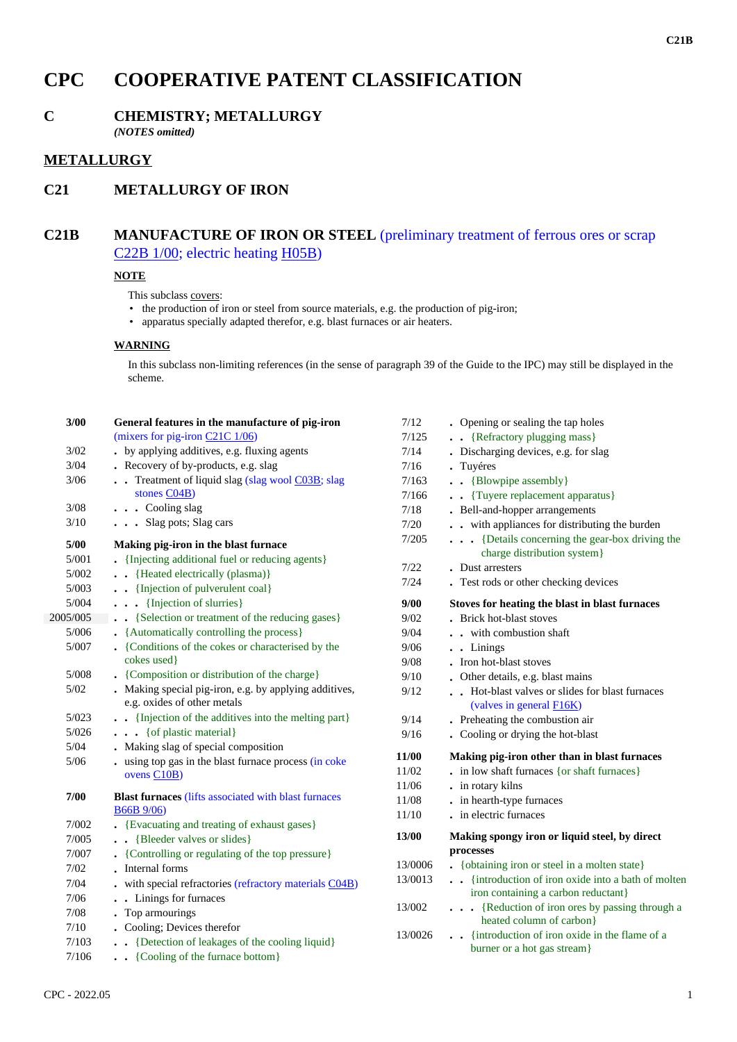# CPC COOPERATIVE PATENT CLASSIFICATION

## C CHEMISTRY; METALLURGY

*(NOTES omitted)*

## METALLURGY

## C21 METALLURGY OF IRON

## C21B MANUFACTURE OF IRON OR STEEL (preliminary treatment of ferrous ores or scrap C22B 1/00; electric heating H05B)

**NOTE**

This subclass covers:

- the production of iron or steel from source materials, e.g. the production of pig-iron;
- apparatus specially adapted therefor, e.g. blast furnaces or air heaters.

**WARNING**

In this subclass non-limiting references (in the sense of paragraph 39 of the Guide to the IPC) may still be displayed in the scheme.

| | |
|---|---|
| **3/00** | **General features in the manufacture of pig-iron** (mixers for pig-iron C21C 1/06) |
| 3/02 | . by applying additives, e.g. fluxing agents |
| 3/04 | . Recovery of by-products, e.g. slag |
| 3/06 | . . Treatment of liquid slag (slag wool C03B; slag stones C04B) |
| 3/08 | . . . Cooling slag |
| 3/10 | . . . Slag pots; Slag cars |
| **5/00** | **Making pig-iron in the blast furnace** |
| 5/001 | . {Injecting additional fuel or reducing agents} |
| 5/002 | . . {Heated electrically (plasma)} |
| 5/003 | . . {Injection of pulverulent coal} |
| 5/004 | . . . {Injection of slurries} |
| 2005/005 | . . {Selection or treatment of the reducing gases} |
| 5/006 | . {Automatically controlling the process} |
| 5/007 | . {Conditions of the cokes or characterised by the cokes used} |
| 5/008 | . {Composition or distribution of the charge} |
| 5/02 | . Making special pig-iron, e.g. by applying additives, e.g. oxides of other metals |
| 5/023 | . . {Injection of the additives into the melting part} |
| 5/026 | . . . {of plastic material} |
| 5/04 | . Making slag of special composition |
| 5/06 | . using top gas in the blast furnace process (in coke ovens C10B) |
| **7/00** | **Blast furnaces** (lifts associated with blast furnaces B66B 9/06) |
| 7/002 | . {Evacuating and treating of exhaust gases} |
| 7/005 | . . {Bleeder valves or slides} |
| 7/007 | . {Controlling or regulating of the top pressure} |
| 7/02 | . Internal forms |
| 7/04 | . with special refractories (refractory materials C04B) |
| 7/06 | . . Linings for furnaces |
| 7/08 | . Top armourings |
| 7/10 | . Cooling; Devices therefor |
| 7/103 | . . {Detection of leakages of the cooling liquid} |
| 7/106 | . . {Cooling of the furnace bottom} |
| 7/12 | . Opening or sealing the tap holes |
| 7/125 | . . {Refractory plugging mass} |
| 7/14 | . Discharging devices, e.g. for slag |
| 7/16 | . Tuyéres |
| 7/163 | . . {Blowpipe assembly} |
| 7/166 | . . {Tuyere replacement apparatus} |
| 7/18 | . Bell-and-hopper arrangements |
| 7/20 | . . with appliances for distributing the burden |
| 7/205 | . . . {Details concerning the gear-box driving the charge distribution system} |
| 7/22 | . Dust arresters |
| 7/24 | . Test rods or other checking devices |
| **9/00** | **Stoves for heating the blast in blast furnaces** |
| 9/02 | . Brick hot-blast stoves |
| 9/04 | . . with combustion shaft |
| 9/06 | . . Linings |
| 9/08 | . Iron hot-blast stoves |
| 9/10 | . Other details, e.g. blast mains |
| 9/12 | . . Hot-blast valves or slides for blast furnaces (valves in general F16K) |
| 9/14 | . Preheating the combustion air |
| 9/16 | . Cooling or drying the hot-blast |
| **11/00** | **Making pig-iron other than in blast furnaces** |
| 11/02 | . in low shaft furnaces {or shaft furnaces} |
| 11/06 | . in rotary kilns |
| 11/08 | . in hearth-type furnaces |
| 11/10 | . in electric furnaces |
| **13/00** | **Making spongy iron or liquid steel, by direct processes** |
| 13/0006 | . {obtaining iron or steel in a molten state} |
| 13/0013 | . . {introduction of iron oxide into a bath of molten iron containing a carbon reductant} |
| 13/002 | . . . {Reduction of iron ores by passing through a heated column of carbon} |
| 13/0026 | . . {introduction of iron oxide in the flame of a burner or a hot gas stream} |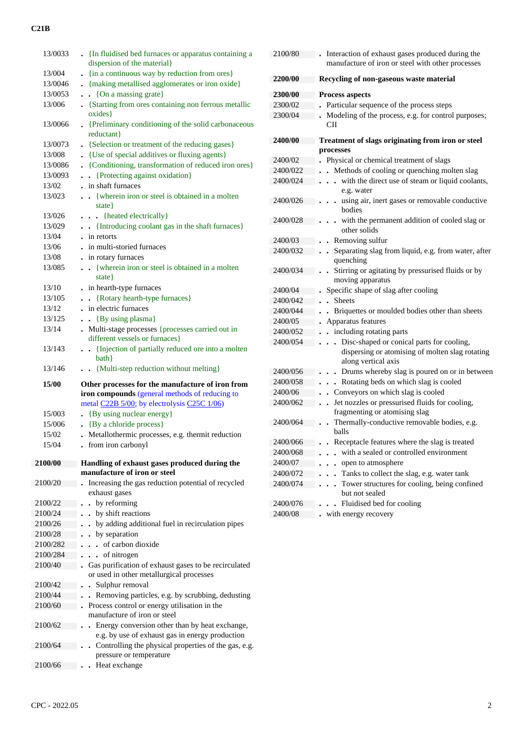C21B

| | |
|---|---|
| 13/0033 | . {In fluidised bed furnaces or apparatus containing a dispersion of the material} |
| 13/004 | . {in a continuous way by reduction from ores} |
| 13/0046 | . {making metallised agglomerates or iron oxide} |
| 13/0053 | . . {On a massing grate} |
| 13/006 | . {Starting from ores containing non ferrous metallic oxides} |
| 13/0066 | . {Preliminary conditioning of the solid carbonaceous reductant} |
| 13/0073 | . {Selection or treatment of the reducing gases} |
| 13/008 | . {Use of special additives or fluxing agents} |
| 13/0086 | . {Conditioning, transformation of reduced iron ores} |
| 13/0093 | . . {Protecting against oxidation} |
| 13/02 | . in shaft furnaces |
| 13/023 | . . {wherein iron or steel is obtained in a molten state} |
| 13/026 | . . . {heated electrically} |
| 13/029 | . . {Introducing coolant gas in the shaft furnaces} |
| 13/04 | . in retorts |
| 13/06 | . in multi-storied furnaces |
| 13/08 | . in rotary furnaces |
| 13/085 | . . {wherein iron or steel is obtained in a molten state} |
| 13/10 | . in hearth-type furnaces |
| 13/105 | . . {Rotary hearth-type furnaces} |
| 13/12 | . in electric furnaces |
| 13/125 | . . {By using plasma} |
| 13/14 | . Multi-stage processes {processes carried out in different vessels or furnaces} |
| 13/143 | . . {Injection of partially reduced ore into a molten bath} |
| 13/146 | . . {Multi-step reduction without melting} |
| **15/00** | **Other processes for the manufacture of iron from iron compounds** (general methods of reducing to metal C22B 5/00; by electrolysis C25C 1/06) |
| 15/003 | . {By using nuclear energy} |
| 15/006 | . {By a chloride process} |
| 15/02 | . Metallothermic processes, e.g. thermit reduction |
| 15/04 | . from iron carbonyl |
| **2100/00** | **Handling of exhaust gases produced during the manufacture of iron or steel** |
| 2100/20 | . Increasing the gas reduction potential of recycled exhaust gases |
| 2100/22 | . . by reforming |
| 2100/24 | . . by shift reactions |
| 2100/26 | . . by adding additional fuel in recirculation pipes |
| 2100/28 | . . by separation |
| 2100/282 | . . . of carbon dioxide |
| 2100/284 | . . . of nitrogen |
| 2100/40 | . Gas purification of exhaust gases to be recirculated or used in other metallurgical processes |
| 2100/42 | . . Sulphur removal |
| 2100/44 | . . Removing particles, e.g. by scrubbing, dedusting |
| 2100/60 | . Process control or energy utilisation in the manufacture of iron or steel |
| 2100/62 | . . Energy conversion other than by heat exchange, e.g. by use of exhaust gas in energy production |
| 2100/64 | . . Controlling the physical properties of the gas, e.g. pressure or temperature |
| 2100/66 | . . Heat exchange |
| 2100/80 | . Interaction of exhaust gases produced during the manufacture of iron or steel with other processes |
| **2200/00** | **Recycling of non-gaseous waste material** |
| **2300/00** | **Process aspects** |
| 2300/02 | . Particular sequence of the process steps |
| 2300/04 | . Modeling of the process, e.g. for control purposes; CII |
| **2400/00** | **Treatment of slags originating from iron or steel processes** |
| 2400/02 | . Physical or chemical treatment of slags |
| 2400/022 | . . Methods of cooling or quenching molten slag |
| 2400/024 | . . . with the direct use of steam or liquid coolants, e.g. water |
| 2400/026 | . . . using air, inert gases or removable conductive bodies |
| 2400/028 | . . . with the permanent addition of cooled slag or other solids |
| 2400/03 | . . Removing sulfur |
| 2400/032 | . . Separating slag from liquid, e.g. from water, after quenching |
| 2400/034 | . . Stirring or agitating by pressurised fluids or by moving apparatus |
| 2400/04 | . Specific shape of slag after cooling |
| 2400/042 | . . Sheets |
| 2400/044 | . . Briquettes or moulded bodies other than sheets |
| 2400/05 | . Apparatus features |
| 2400/052 | . . including rotating parts |
| 2400/054 | . . . Disc-shaped or conical parts for cooling, dispersing or atomising of molten slag rotating along vertical axis |
| 2400/056 | . . . Drums whereby slag is poured on or in between |
| 2400/058 | . . . Rotating beds on which slag is cooled |
| 2400/06 | . . Conveyors on which slag is cooled |
| 2400/062 | . . Jet nozzles or pressurised fluids for cooling, fragmenting or atomising slag |
| 2400/064 | . . Thermally-conductive removable bodies, e.g. balls |
| 2400/066 | . . Receptacle features where the slag is treated |
| 2400/068 | . . . with a sealed or controlled environment |
| 2400/07 | . . . open to atmosphere |
| 2400/072 | . . . Tanks to collect the slag, e.g. water tank |
| 2400/074 | . . . Tower structures for cooling, being confined but not sealed |
| 2400/076 | . . . Fluidised bed for cooling |
| 2400/08 | . with energy recovery |